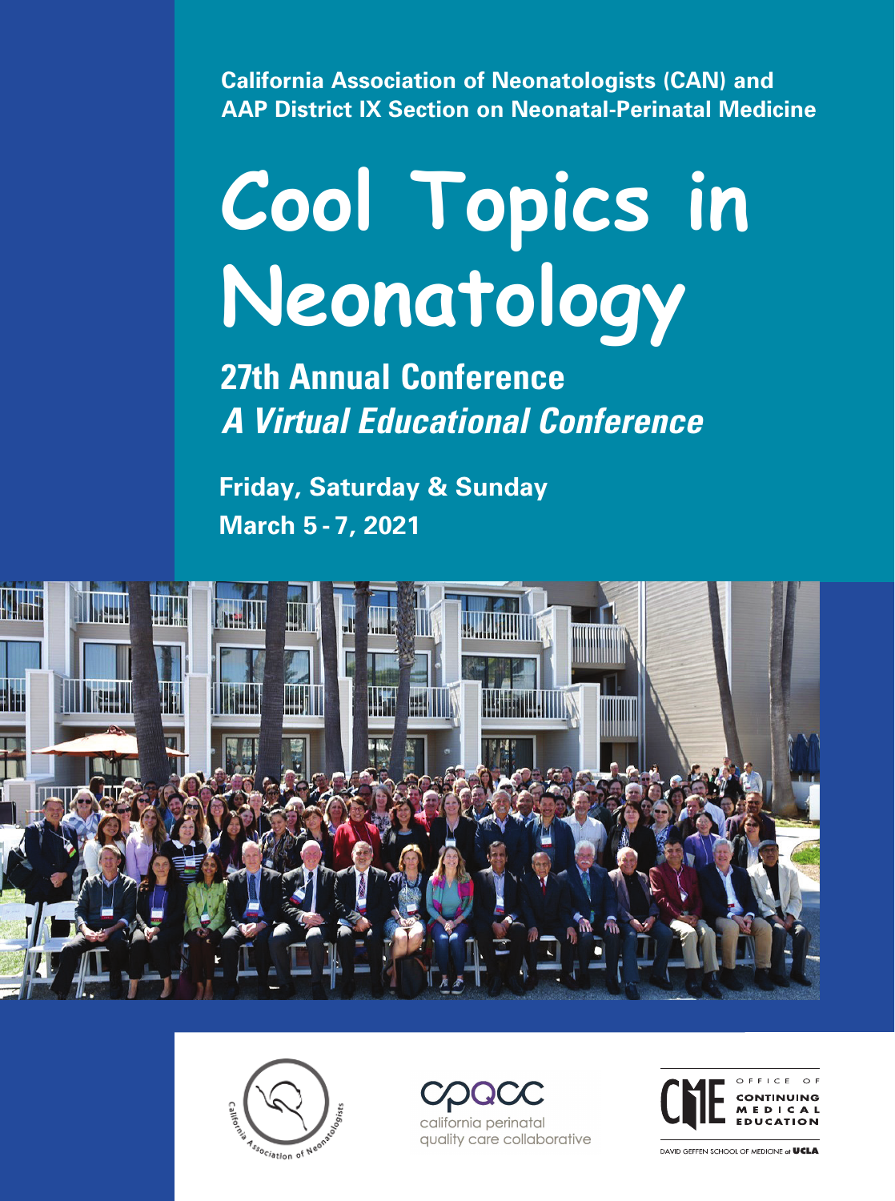**California Association of Neonatologists (CAN) and AAP District IX Section on Neonatal-Perinatal Medicine**

# Cool Topics in Neonatology

## 27th Annual Conference
## *A Virtual Educational Conference*

**Friday, Saturday & Sunday**
**March 5 - 7, 2021**

California Association of Neonatologists

cpqcc
california perinatal quality care collaborative

CME Office of Continuing Medical Education
David Geffen School of Medicine at UCLA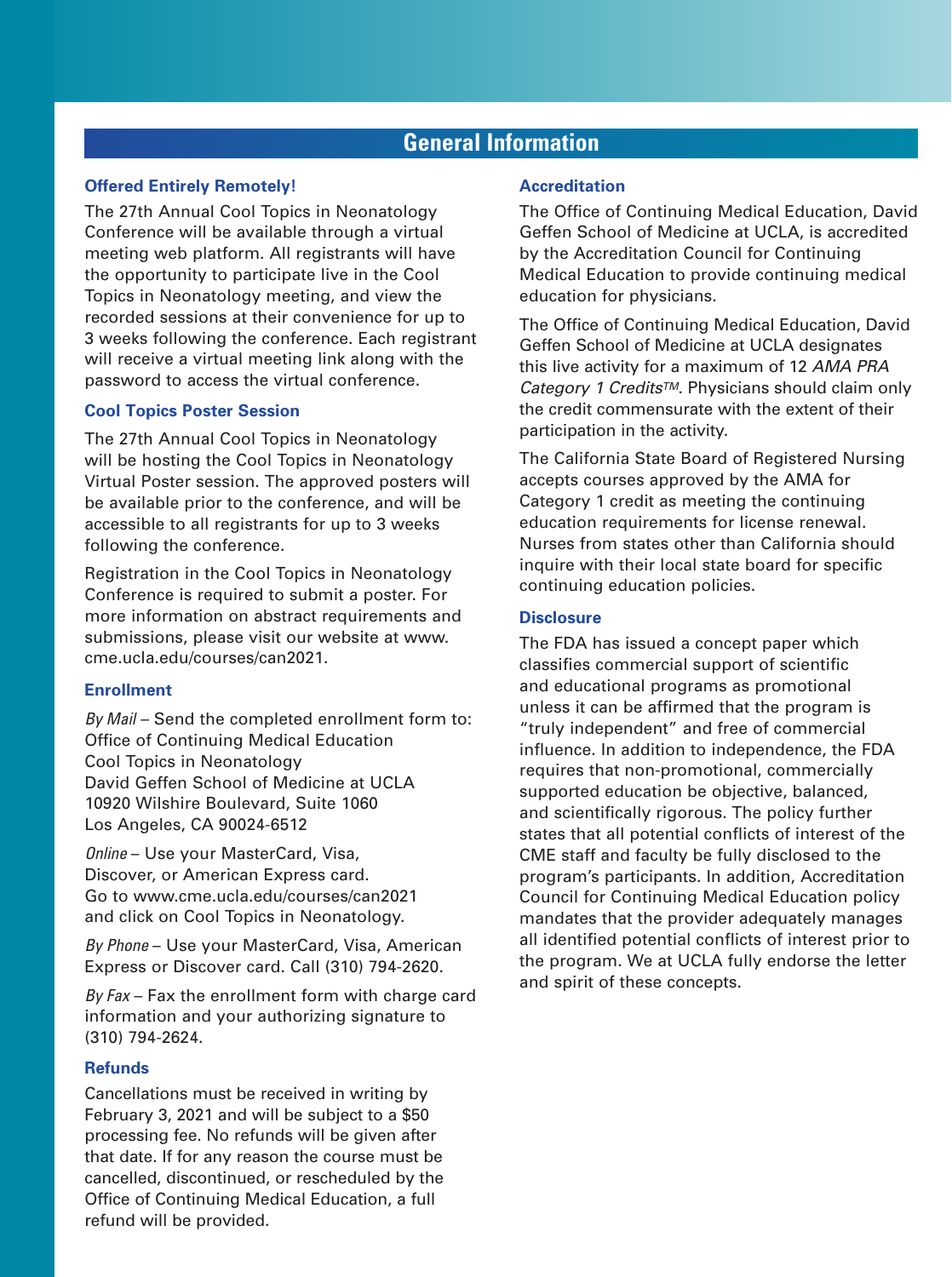# General Information

## Offered Entirely Remotely!

The 27th Annual Cool Topics in Neonatology Conference will be available through a virtual meeting web platform. All registrants will have the opportunity to participate live in the Cool Topics in Neonatology meeting, and view the recorded sessions at their convenience for up to 3 weeks following the conference. Each registrant will receive a virtual meeting link along with the password to access the virtual conference.

## Cool Topics Poster Session

The 27th Annual Cool Topics in Neonatology will be hosting the Cool Topics in Neonatology Virtual Poster session. The approved posters will be available prior to the conference, and will be accessible to all registrants for up to 3 weeks following the conference.

Registration in the Cool Topics in Neonatology Conference is required to submit a poster. For more information on abstract requirements and submissions, please visit our website at www.cme.ucla.edu/courses/can2021.

## Enrollment

*By Mail* – Send the completed enrollment form to:
Office of Continuing Medical Education
Cool Topics in Neonatology
David Geffen School of Medicine at UCLA
10920 Wilshire Boulevard, Suite 1060
Los Angeles, CA 90024-6512

*Online* – Use your MasterCard, Visa, Discover, or American Express card. Go to www.cme.ucla.edu/courses/can2021 and click on Cool Topics in Neonatology.

*By Phone* – Use your MasterCard, Visa, American Express or Discover card. Call (310) 794-2620.

*By Fax* – Fax the enrollment form with charge card information and your authorizing signature to (310) 794-2624.

## Refunds

Cancellations must be received in writing by February 3, 2021 and will be subject to a $50 processing fee. No refunds will be given after that date. If for any reason the course must be cancelled, discontinued, or rescheduled by the Office of Continuing Medical Education, a full refund will be provided.

## Accreditation

The Office of Continuing Medical Education, David Geffen School of Medicine at UCLA, is accredited by the Accreditation Council for Continuing Medical Education to provide continuing medical education for physicians.

The Office of Continuing Medical Education, David Geffen School of Medicine at UCLA designates this live activity for a maximum of 12 *AMA PRA Category 1 Credits™*. Physicians should claim only the credit commensurate with the extent of their participation in the activity.

The California State Board of Registered Nursing accepts courses approved by the AMA for Category 1 credit as meeting the continuing education requirements for license renewal. Nurses from states other than California should inquire with their local state board for specific continuing education policies.

## Disclosure

The FDA has issued a concept paper which classifies commercial support of scientific and educational programs as promotional unless it can be affirmed that the program is "truly independent" and free of commercial influence. In addition to independence, the FDA requires that non-promotional, commercially supported education be objective, balanced, and scientifically rigorous. The policy further states that all potential conflicts of interest of the CME staff and faculty be fully disclosed to the program's participants. In addition, Accreditation Council for Continuing Medical Education policy mandates that the provider adequately manages all identified potential conflicts of interest prior to the program. We at UCLA fully endorse the letter and spirit of these concepts.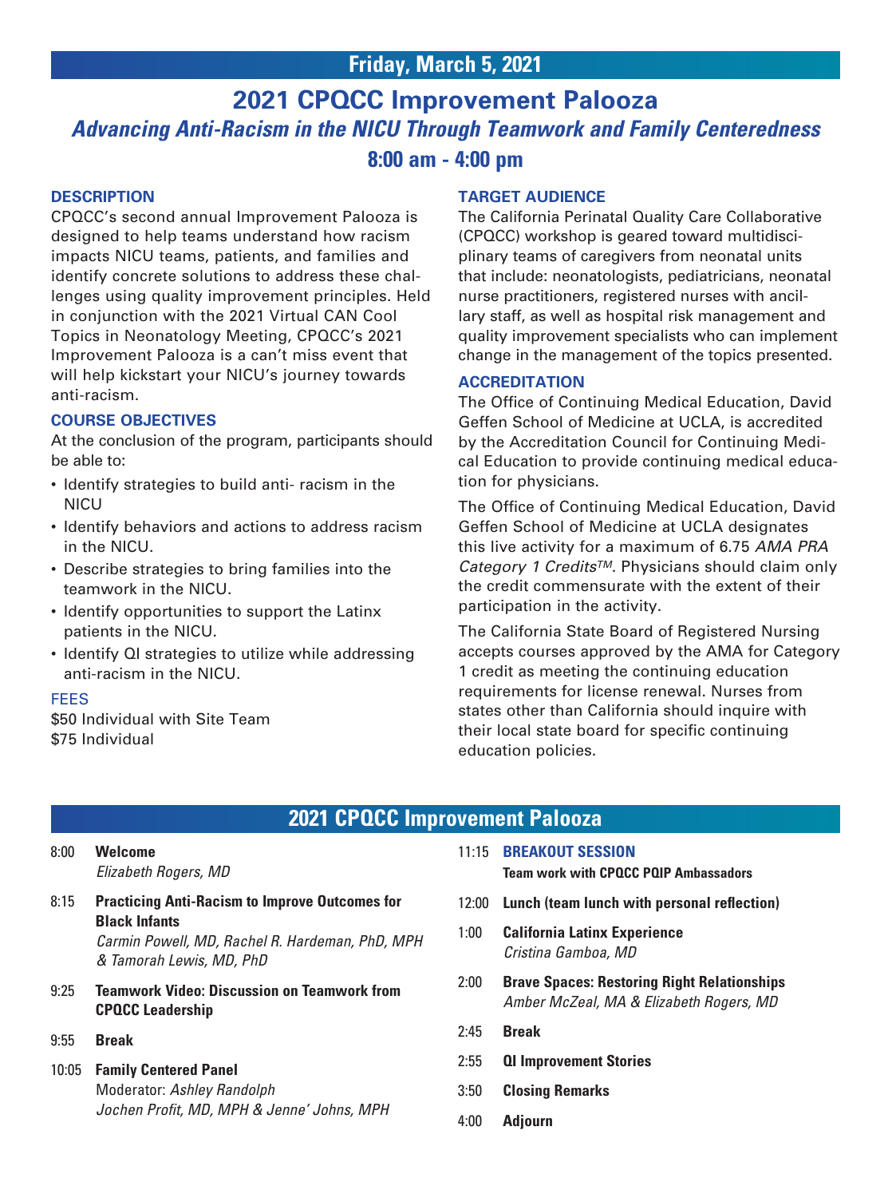## Friday, March 5, 2021

# 2021 CPQCC Improvement Palooza

## *Advancing Anti-Racism in the NICU Through Teamwork and Family Centeredness*

### 8:00 am - 4:00 pm

### DESCRIPTION

CPQCC's second annual Improvement Palooza is designed to help teams understand how racism impacts NICU teams, patients, and families and identify concrete solutions to address these challenges using quality improvement principles. Held in conjunction with the 2021 Virtual CAN Cool Topics in Neonatology Meeting, CPQCC's 2021 Improvement Palooza is a can't miss event that will help kickstart your NICU's journey towards anti-racism.

### COURSE OBJECTIVES

At the conclusion of the program, participants should be able to:

- Identify strategies to build anti- racism in the NICU
- Identify behaviors and actions to address racism in the NICU.
- Describe strategies to bring families into the teamwork in the NICU.
- Identify opportunities to support the Latinx patients in the NICU.
- Identify QI strategies to utilize while addressing anti-racism in the NICU.

### FEES

$50 Individual with Site Team
$75 Individual

### TARGET AUDIENCE

The California Perinatal Quality Care Collaborative (CPQCC) workshop is geared toward multidisciplinary teams of caregivers from neonatal units that include: neonatologists, pediatricians, neonatal nurse practitioners, registered nurses with ancillary staff, as well as hospital risk management and quality improvement specialists who can implement change in the management of the topics presented.

### ACCREDITATION

The Office of Continuing Medical Education, David Geffen School of Medicine at UCLA, is accredited by the Accreditation Council for Continuing Medical Education to provide continuing medical education for physicians.

The Office of Continuing Medical Education, David Geffen School of Medicine at UCLA designates this live activity for a maximum of 6.75 *AMA PRA Category 1 Credits™*. Physicians should claim only the credit commensurate with the extent of their participation in the activity.

The California State Board of Registered Nursing accepts courses approved by the AMA for Category 1 credit as meeting the continuing education requirements for license renewal. Nurses from states other than California should inquire with their local state board for specific continuing education policies.

## 2021 CPQCC Improvement Palooza

| Time | Session |
|---|---|
| 8:00 | **Welcome**<br>*Elizabeth Rogers, MD* |
| 8:15 | **Practicing Anti-Racism to Improve Outcomes for Black Infants**<br>*Carmin Powell, MD, Rachel R. Hardeman, PhD, MPH & Tamorah Lewis, MD, PhD* |
| 9:25 | **Teamwork Video: Discussion on Teamwork from CPQCC Leadership** |
| 9:55 | **Break** |
| 10:05 | **Family Centered Panel**<br>Moderator: *Ashley Randolph*<br>*Jochen Profit, MD, MPH & Jenne' Johns, MPH* |
| 11:15 | **BREAKOUT SESSION**<br>**Team work with CPQCC PQIP Ambassadors** |
| 12:00 | **Lunch (team lunch with personal reflection)** |
| 1:00 | **California Latinx Experience**<br>*Cristina Gamboa, MD* |
| 2:00 | **Brave Spaces: Restoring Right Relationships**<br>*Amber McZeal, MA & Elizabeth Rogers, MD* |
| 2:45 | **Break** |
| 2:55 | **QI Improvement Stories** |
| 3:50 | **Closing Remarks** |
| 4:00 | **Adjourn** |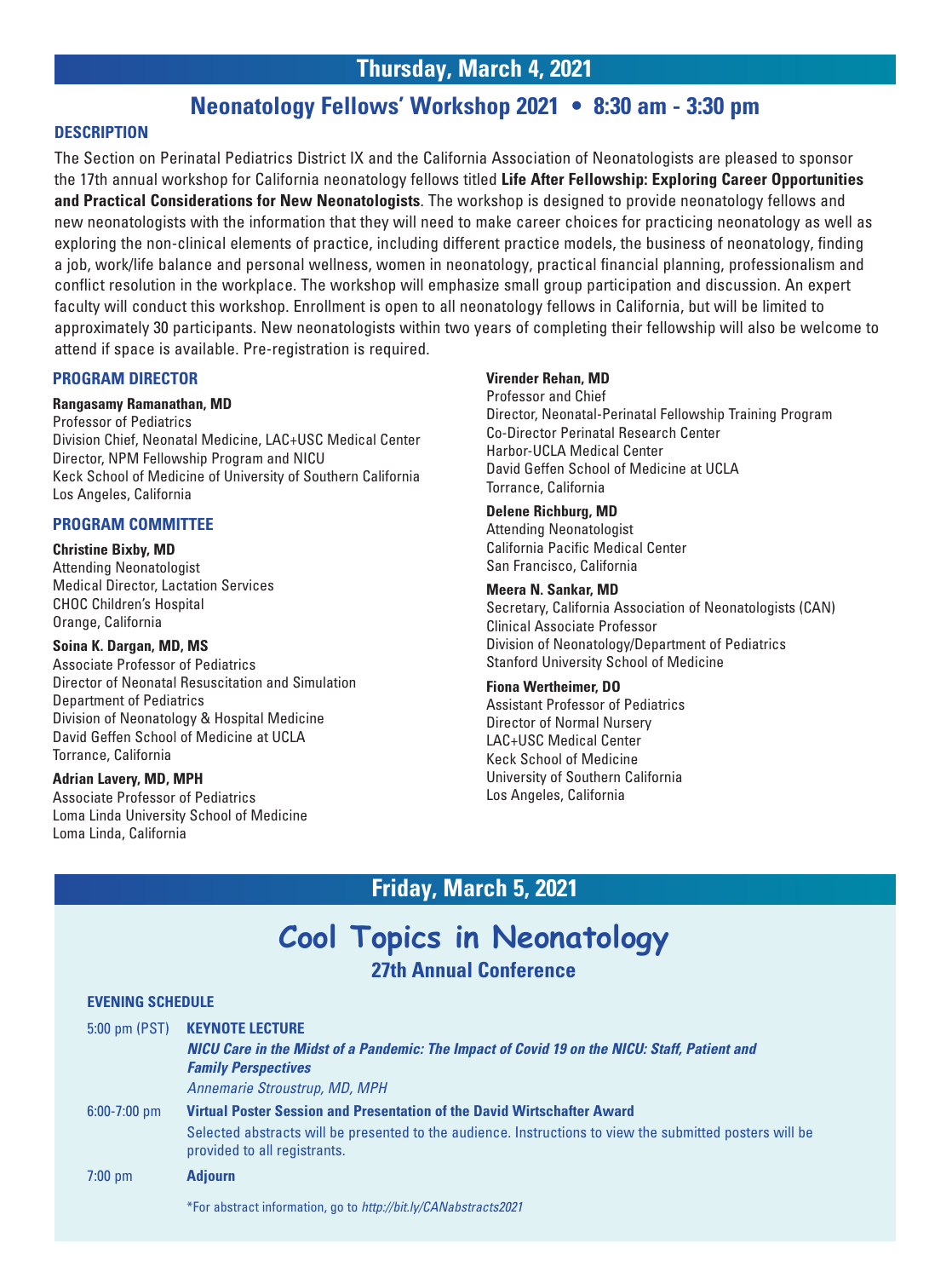## Thursday, March 4, 2021

### Neonatology Fellows' Workshop 2021 • 8:30 am - 3:30 pm

**DESCRIPTION**

The Section on Perinatal Pediatrics District IX and the California Association of Neonatologists are pleased to sponsor the 17th annual workshop for California neonatology fellows titled **Life After Fellowship: Exploring Career Opportunities and Practical Considerations for New Neonatologists**. The workshop is designed to provide neonatology fellows and new neonatologists with the information that they will need to make career choices for practicing neonatology as well as exploring the non-clinical elements of practice, including different practice models, the business of neonatology, finding a job, work/life balance and personal wellness, women in neonatology, practical financial planning, professionalism and conflict resolution in the workplace. The workshop will emphasize small group participation and discussion. An expert faculty will conduct this workshop. Enrollment is open to all neonatology fellows in California, but will be limited to approximately 30 participants. New neonatologists within two years of completing their fellowship will also be welcome to attend if space is available. Pre-registration is required.

**PROGRAM DIRECTOR**

**Rangasamy Ramanathan, MD**
Professor of Pediatrics
Division Chief, Neonatal Medicine, LAC+USC Medical Center
Director, NPM Fellowship Program and NICU
Keck School of Medicine of University of Southern California
Los Angeles, California

**PROGRAM COMMITTEE**

**Christine Bixby, MD**
Attending Neonatologist
Medical Director, Lactation Services
CHOC Children's Hospital
Orange, California

**Soina K. Dargan, MD, MS**
Associate Professor of Pediatrics
Director of Neonatal Resuscitation and Simulation
Department of Pediatrics
Division of Neonatology & Hospital Medicine
David Geffen School of Medicine at UCLA
Torrance, California

**Adrian Lavery, MD, MPH**
Associate Professor of Pediatrics
Loma Linda University School of Medicine
Loma Linda, California

**Virender Rehan, MD**
Professor and Chief
Director, Neonatal-Perinatal Fellowship Training Program
Co-Director Perinatal Research Center
Harbor-UCLA Medical Center
David Geffen School of Medicine at UCLA
Torrance, California

**Delene Richburg, MD**
Attending Neonatologist
California Pacific Medical Center
San Francisco, California

**Meera N. Sankar, MD**
Secretary, California Association of Neonatologists (CAN)
Clinical Associate Professor
Division of Neonatology/Department of Pediatrics
Stanford University School of Medicine

**Fiona Wertheimer, DO**
Assistant Professor of Pediatrics
Director of Normal Nursery
LAC+USC Medical Center
Keck School of Medicine
University of Southern California
Los Angeles, California

## Friday, March 5, 2021

# Cool Topics in Neonatology

### 27th Annual Conference

**EVENING SCHEDULE**

| | |
|---|---|
| 5:00 pm (PST) | **KEYNOTE LECTURE**<br>***NICU Care in the Midst of a Pandemic: The Impact of Covid 19 on the NICU: Staff, Patient and Family Perspectives***<br>*Annemarie Stroustrup, MD, MPH* |
| 6:00-7:00 pm | **Virtual Poster Session and Presentation of the David Wirtschafter Award**<br>Selected abstracts will be presented to the audience. Instructions to view the submitted posters will be provided to all registrants. |
| 7:00 pm | **Adjourn** |

*For abstract information, go to *http://bit.ly/CANabstracts2021*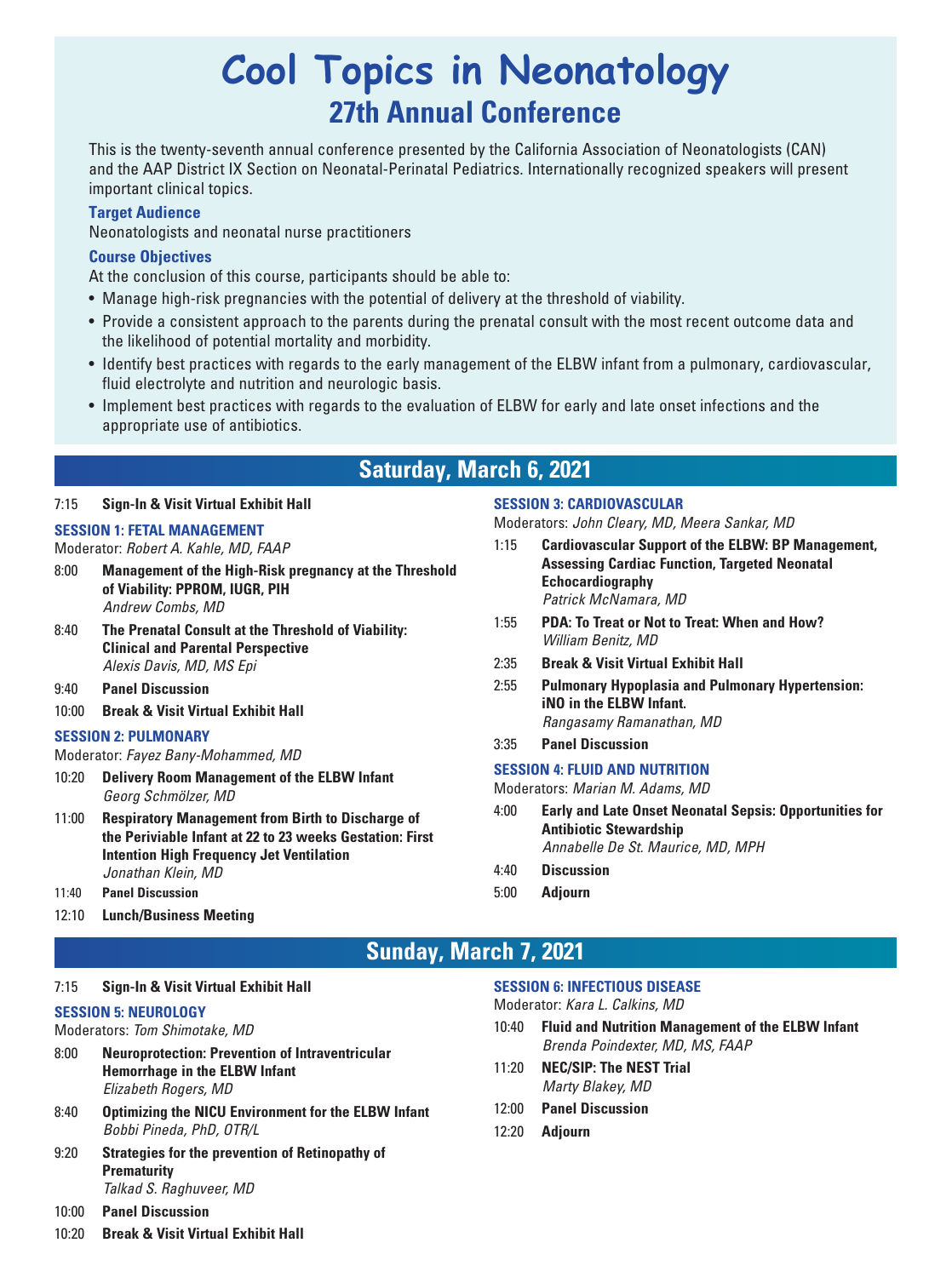# Cool Topics in Neonatology

## 27th Annual Conference

This is the twenty-seventh annual conference presented by the California Association of Neonatologists (CAN) and the AAP District IX Section on Neonatal-Perinatal Pediatrics. Internationally recognized speakers will present important clinical topics.

### Target Audience

Neonatologists and neonatal nurse practitioners

### Course Objectives

At the conclusion of this course, participants should be able to:

- Manage high-risk pregnancies with the potential of delivery at the threshold of viability.
- Provide a consistent approach to the parents during the prenatal consult with the most recent outcome data and the likelihood of potential mortality and morbidity.
- Identify best practices with regards to the early management of the ELBW infant from a pulmonary, cardiovascular, fluid electrolyte and nutrition and neurologic basis.
- Implement best practices with regards to the evaluation of ELBW for early and late onset infections and the appropriate use of antibiotics.

## Saturday, March 6, 2021

7:15 **Sign-In & Visit Virtual Exhibit Hall**

### SESSION 1: FETAL MANAGEMENT

Moderator: *Robert A. Kahle, MD, FAAP*

8:00 **Management of the High-Risk pregnancy at the Threshold of Viability: PPROM, IUGR, PIH**
*Andrew Combs, MD*

8:40 **The Prenatal Consult at the Threshold of Viability: Clinical and Parental Perspective**
*Alexis Davis, MD, MS Epi*

9:40 **Panel Discussion**

10:00 **Break & Visit Virtual Exhibit Hall**

### SESSION 2: PULMONARY

Moderator: *Fayez Bany-Mohammed, MD*

10:20 **Delivery Room Management of the ELBW Infant**
*Georg Schmölzer, MD*

11:00 **Respiratory Management from Birth to Discharge of the Periviable Infant at 22 to 23 weeks Gestation: First Intention High Frequency Jet Ventilation**
*Jonathan Klein, MD*

11:40 **Panel Discussion**

12:10 **Lunch/Business Meeting**

### SESSION 3: CARDIOVASCULAR

Moderators: *John Cleary, MD, Meera Sankar, MD*

1:15 **Cardiovascular Support of the ELBW: BP Management, Assessing Cardiac Function, Targeted Neonatal Echocardiography**
*Patrick McNamara, MD*

1:55 **PDA: To Treat or Not to Treat: When and How?**
*William Benitz, MD*

2:35 **Break & Visit Virtual Exhibit Hall**

2:55 **Pulmonary Hypoplasia and Pulmonary Hypertension: iNO in the ELBW Infant.**
*Rangasamy Ramanathan, MD*

3:35 **Panel Discussion**

### SESSION 4: FLUID AND NUTRITION

Moderators: *Marian M. Adams, MD*

4:00 **Early and Late Onset Neonatal Sepsis: Opportunities for Antibiotic Stewardship**
*Annabelle De St. Maurice, MD, MPH*

4:40 **Discussion**

5:00 **Adjourn**

## Sunday, March 7, 2021

7:15 **Sign-In & Visit Virtual Exhibit Hall**

### SESSION 5: NEUROLOGY

Moderators: *Tom Shimotake, MD*

8:00 **Neuroprotection: Prevention of Intraventricular Hemorrhage in the ELBW Infant**
*Elizabeth Rogers, MD*

8:40 **Optimizing the NICU Environment for the ELBW Infant**
*Bobbi Pineda, PhD, OTR/L*

9:20 **Strategies for the prevention of Retinopathy of Prematurity**
*Talkad S. Raghuveer, MD*

10:00 **Panel Discussion**

10:20 **Break & Visit Virtual Exhibit Hall**

### SESSION 6: INFECTIOUS DISEASE

Moderator: *Kara L. Calkins, MD*

10:40 **Fluid and Nutrition Management of the ELBW Infant**
*Brenda Poindexter, MD, MS, FAAP*

11:20 **NEC/SIP: The NEST Trial**
*Marty Blakey, MD*

12:00 **Panel Discussion**

12:20 **Adjourn**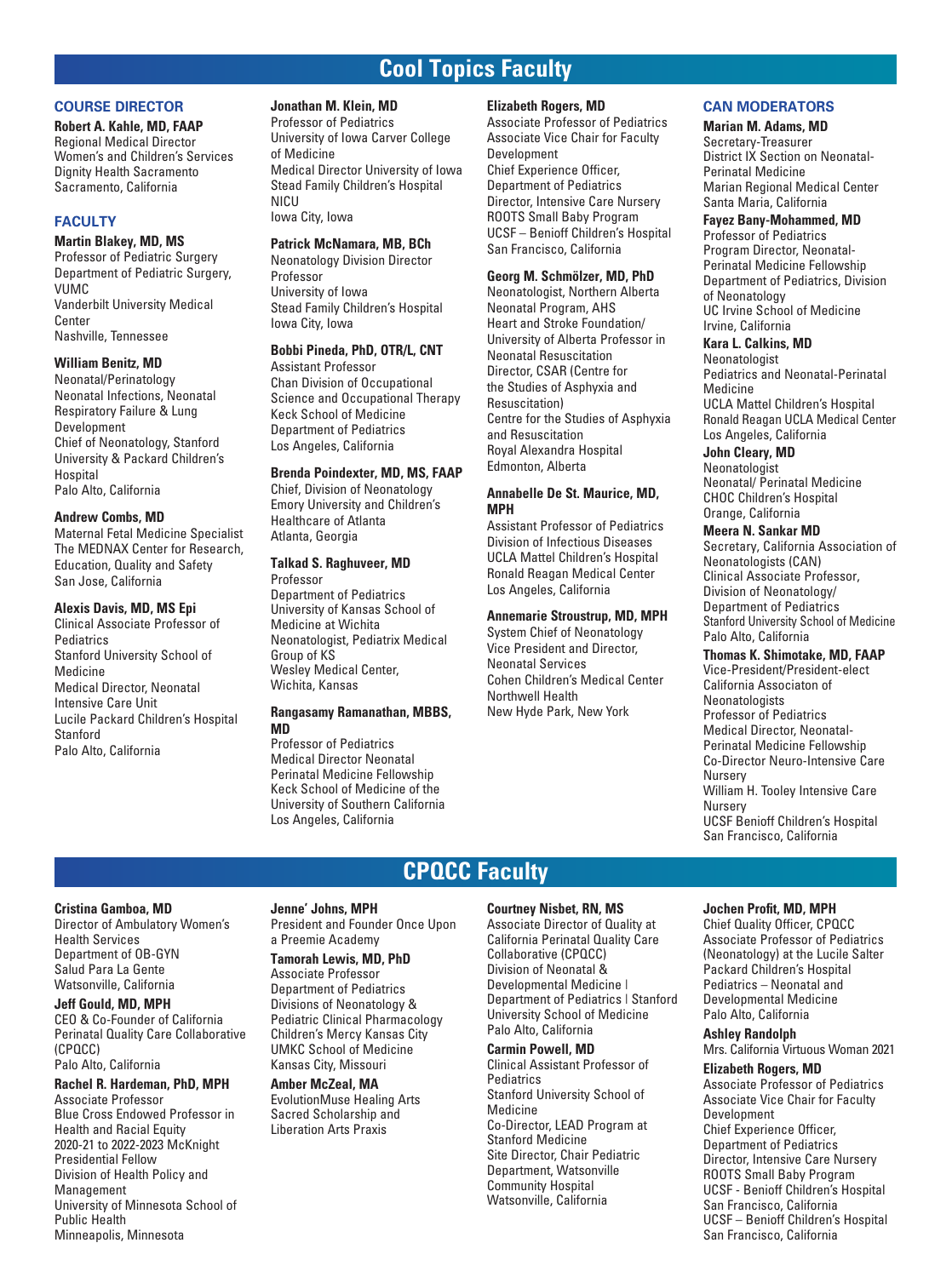# Cool Topics Faculty

## COURSE DIRECTOR

**Robert A. Kahle, MD, FAAP**
Regional Medical Director
Women's and Children's Services
Dignity Health Sacramento
Sacramento, California

## FACULTY

**Martin Blakey, MD, MS**
Professor of Pediatric Surgery
Department of Pediatric Surgery, VUMC
Vanderbilt University Medical Center
Nashville, Tennessee

**William Benitz, MD**
Neonatal/Perinatology
Neonatal Infections, Neonatal Respiratory Failure & Lung Development
Chief of Neonatology, Stanford University & Packard Children's Hospital
Palo Alto, California

**Andrew Combs, MD**
Maternal Fetal Medicine Specialist
The MEDNAX Center for Research, Education, Quality and Safety
San Jose, California

**Alexis Davis, MD, MS Epi**
Clinical Associate Professor of Pediatrics
Stanford University School of Medicine
Medical Director, Neonatal Intensive Care Unit
Lucile Packard Children's Hospital Stanford
Palo Alto, California

**Jonathan M. Klein, MD**
Professor of Pediatrics
University of Iowa Carver College of Medicine
Medical Director University of Iowa Stead Family Children's Hospital NICU
Iowa City, Iowa

**Patrick McNamara, MB, BCh**
Neonatology Division Director
Professor
University of Iowa
Stead Family Children's Hospital
Iowa City, Iowa

**Bobbi Pineda, PhD, OTR/L, CNT**
Assistant Professor
Chan Division of Occupational Science and Occupational Therapy
Keck School of Medicine
Department of Pediatrics
Los Angeles, California

**Brenda Poindexter, MD, MS, FAAP**
Chief, Division of Neonatology
Emory University and Children's Healthcare of Atlanta
Atlanta, Georgia

**Talkad S. Raghuveer, MD**
Professor
Department of Pediatrics
University of Kansas School of Medicine at Wichita
Neonatologist, Pediatrix Medical Group of KS
Wesley Medical Center,
Wichita, Kansas

**Rangasamy Ramanathan, MBBS, MD**
Professor of Pediatrics
Medical Director Neonatal Perinatal Medicine Fellowship
Keck School of Medicine of the University of Southern California
Los Angeles, California

**Elizabeth Rogers, MD**
Associate Professor of Pediatrics
Associate Vice Chair for Faculty Development
Chief Experience Officer, Department of Pediatrics
Director, Intensive Care Nursery
ROOTS Small Baby Program
UCSF – Benioff Children's Hospital
San Francisco, California

**Georg M. Schmölzer, MD, PhD**
Neonatologist, Northern Alberta Neonatal Program, AHS
Heart and Stroke Foundation/ University of Alberta Professor in Neonatal Resuscitation
Director, CSAR (Centre for the Studies of Asphyxia and Resuscitation)
Centre for the Studies of Asphyxia and Resuscitation
Royal Alexandra Hospital
Edmonton, Alberta

**Annabelle De St. Maurice, MD, MPH**
Assistant Professor of Pediatrics
Division of Infectious Diseases
UCLA Mattel Children's Hospital
Ronald Reagan Medical Center
Los Angeles, California

**Annemarie Stroustrup, MD, MPH**
System Chief of Neonatology
Vice President and Director, Neonatal Services
Cohen Children's Medical Center
Northwell Health
New Hyde Park, New York

## CAN MODERATORS

**Marian M. Adams, MD**
Secretary-Treasurer
District IX Section on Neonatal-Perinatal Medicine
Marian Regional Medical Center
Santa Maria, California

**Fayez Bany-Mohammed, MD**
Professor of Pediatrics
Program Director, Neonatal-Perinatal Medicine Fellowship
Department of Pediatrics, Division of Neonatology
UC Irvine School of Medicine
Irvine, California

**Kara L. Calkins, MD**
Neonatologist
Pediatrics and Neonatal-Perinatal Medicine
UCLA Mattel Children's Hospital
Ronald Reagan UCLA Medical Center
Los Angeles, California

**John Cleary, MD**
Neonatologist
Neonatal/ Perinatal Medicine
CHOC Children's Hospital
Orange, California

**Meera N. Sankar MD**
Secretary, California Association of Neonatologists (CAN)
Clinical Associate Professor, Division of Neonatology/ Department of Pediatrics
Stanford University School of Medicine
Palo Alto, California

**Thomas K. Shimotake, MD, FAAP**
Vice-President/President-elect California Associaton of Neonatologists
Professor of Pediatrics
Medical Director, Neonatal-Perinatal Medicine Fellowship
Co-Director Neuro-Intensive Care Nursery
William H. Tooley Intensive Care Nursery
UCSF Benioff Children's Hospital
San Francisco, California

# CPQCC Faculty

**Cristina Gamboa, MD**
Director of Ambulatory Women's Health Services
Department of OB-GYN
Salud Para La Gente
Watsonville, California

**Jeff Gould, MD, MPH**
CEO & Co-Founder of California Perinatal Quality Care Collaborative (CPQCC)
Palo Alto, California

**Rachel R. Hardeman, PhD, MPH**
Associate Professor
Blue Cross Endowed Professor in Health and Racial Equity
2020-21 to 2022-2023 McKnight Presidential Fellow
Division of Health Policy and Management
University of Minnesota School of Public Health
Minneapolis, Minnesota

**Jenne' Johns, MPH**
President and Founder Once Upon a Preemie Academy

**Tamorah Lewis, MD, PhD**
Associate Professor
Department of Pediatrics
Divisions of Neonatology & Pediatric Clinical Pharmacology
Children's Mercy Kansas City
UMKC School of Medicine
Kansas City, Missouri

**Amber McZeal, MA**
EvolutionMuse Healing Arts
Sacred Scholarship and Liberation Arts Praxis

**Courtney Nisbet, RN, MS**
Associate Director of Quality at California Perinatal Quality Care Collaborative (CPQCC)
Division of Neonatal & Developmental Medicine | Department of Pediatrics | Stanford University School of Medicine
Palo Alto, California

**Carmin Powell, MD**
Clinical Assistant Professor of Pediatrics
Stanford University School of Medicine
Co-Director, LEAD Program at Stanford Medicine
Site Director, Chair Pediatric Department, Watsonville Community Hospital
Watsonville, California

**Jochen Profit, MD, MPH**
Chief Quality Officer, CPQCC
Associate Professor of Pediatrics (Neonatology) at the Lucile Salter Packard Children's Hospital
Pediatrics – Neonatal and Developmental Medicine
Palo Alto, California

**Ashley Randolph**
Mrs. California Virtuous Woman 2021

**Elizabeth Rogers, MD**
Associate Professor of Pediatrics
Associate Vice Chair for Faculty Development
Chief Experience Officer, Department of Pediatrics
Director, Intensive Care Nursery
ROOTS Small Baby Program
UCSF - Benioff Children's Hospital
San Francisco, California
UCSF – Benioff Children's Hospital
San Francisco, California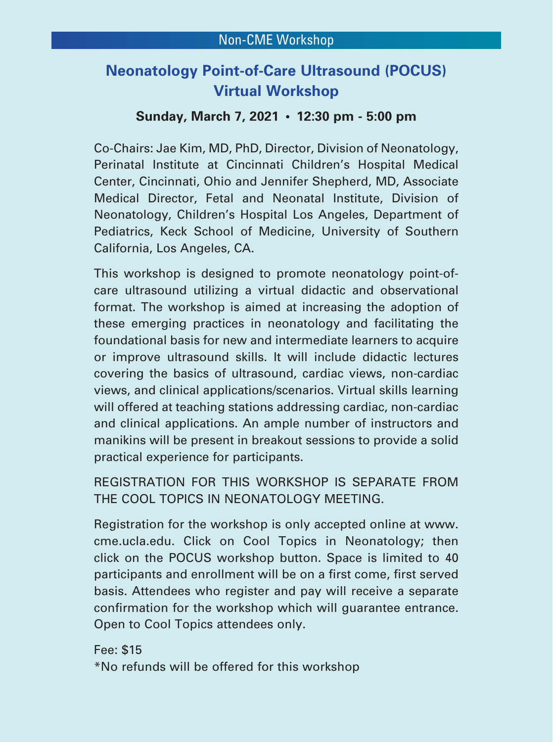Non-CME Workshop

# Neonatology Point-of-Care Ultrasound (POCUS) Virtual Workshop

**Sunday, March 7, 2021 • 12:30 pm - 5:00 pm**

Co-Chairs: Jae Kim, MD, PhD, Director, Division of Neonatology, Perinatal Institute at Cincinnati Children's Hospital Medical Center, Cincinnati, Ohio and Jennifer Shepherd, MD, Associate Medical Director, Fetal and Neonatal Institute, Division of Neonatology, Children's Hospital Los Angeles, Department of Pediatrics, Keck School of Medicine, University of Southern California, Los Angeles, CA.

This workshop is designed to promote neonatology point-of-care ultrasound utilizing a virtual didactic and observational format. The workshop is aimed at increasing the adoption of these emerging practices in neonatology and facilitating the foundational basis for new and intermediate learners to acquire or improve ultrasound skills. It will include didactic lectures covering the basics of ultrasound, cardiac views, non-cardiac views, and clinical applications/scenarios. Virtual skills learning will offered at teaching stations addressing cardiac, non-cardiac and clinical applications. An ample number of instructors and manikins will be present in breakout sessions to provide a solid practical experience for participants.

REGISTRATION FOR THIS WORKSHOP IS SEPARATE FROM THE COOL TOPICS IN NEONATOLOGY MEETING.

Registration for the workshop is only accepted online at www.cme.ucla.edu. Click on Cool Topics in Neonatology; then click on the POCUS workshop button. Space is limited to 40 participants and enrollment will be on a first come, first served basis. Attendees who register and pay will receive a separate confirmation for the workshop which will guarantee entrance. Open to Cool Topics attendees only.

Fee: $15
*No refunds will be offered for this workshop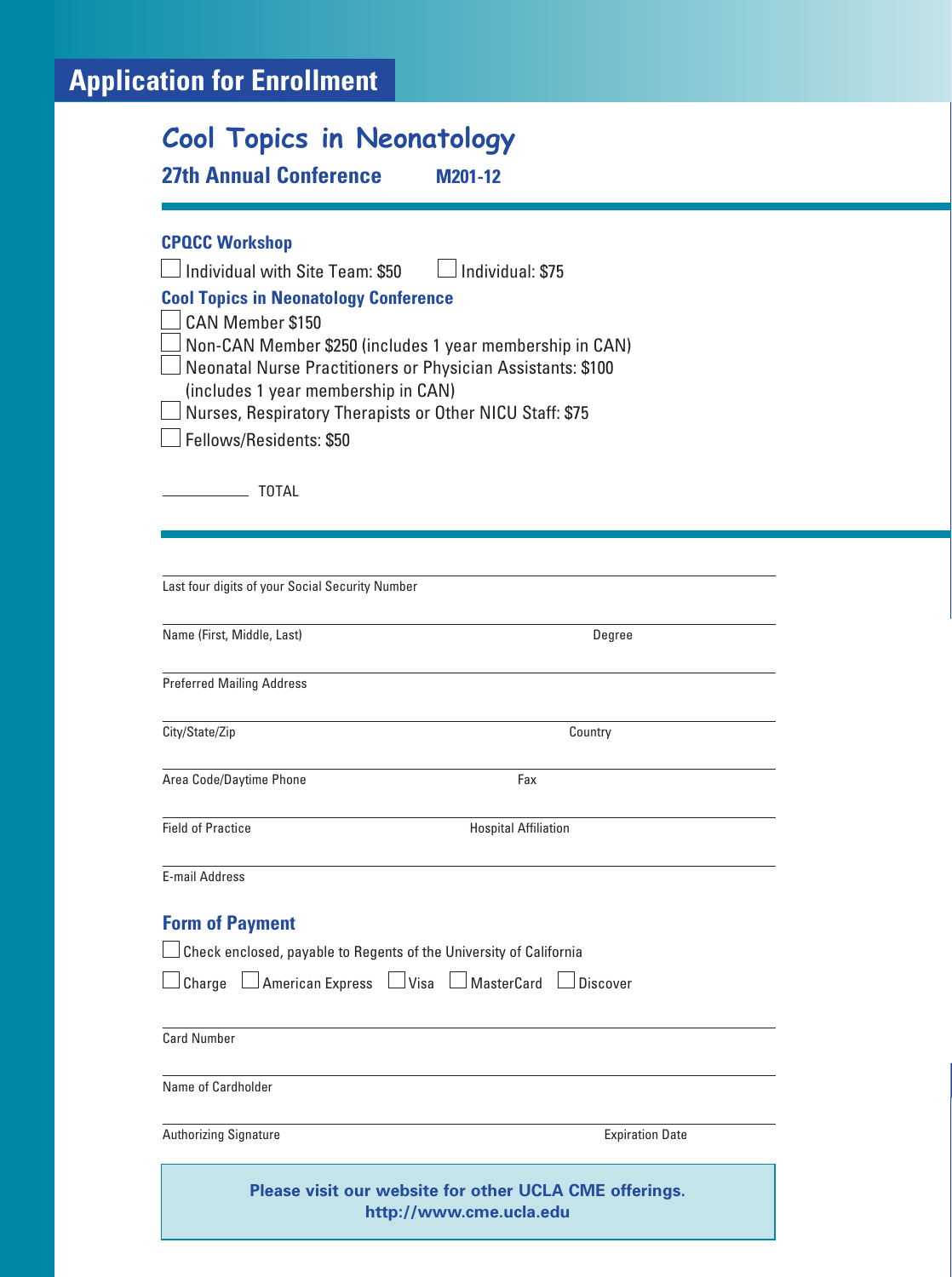# Application for Enrollment

## Cool Topics in Neonatology

**27th Annual Conference** **M201-12**

### CPQCC Workshop

☐ Individual with Site Team: $50 ☐ Individual: $75

### Cool Topics in Neonatology Conference

☐ CAN Member $150

☐ Non-CAN Member $250 (includes 1 year membership in CAN)

☐ Neonatal Nurse Practitioners or Physician Assistants: $100 (includes 1 year membership in CAN)

☐ Nurses, Respiratory Therapists or Other NICU Staff: $75

☐ Fellows/Residents: $50

\_\_\_\_\_\_\_\_\_\_ TOTAL

---

Last four digits of your Social Security Number

Name (First, Middle, Last) Degree

Preferred Mailing Address

City/State/Zip Country

Area Code/Daytime Phone Fax

Field of Practice Hospital Affiliation

E-mail Address

### Form of Payment

☐ Check enclosed, payable to Regents of the University of California

☐ Charge ☐ American Express ☐ Visa ☐ MasterCard ☐ Discover

Card Number

Name of Cardholder

Authorizing Signature Expiration Date

**Please visit our website for other UCLA CME offerings.**
**http://www.cme.ucla.edu**